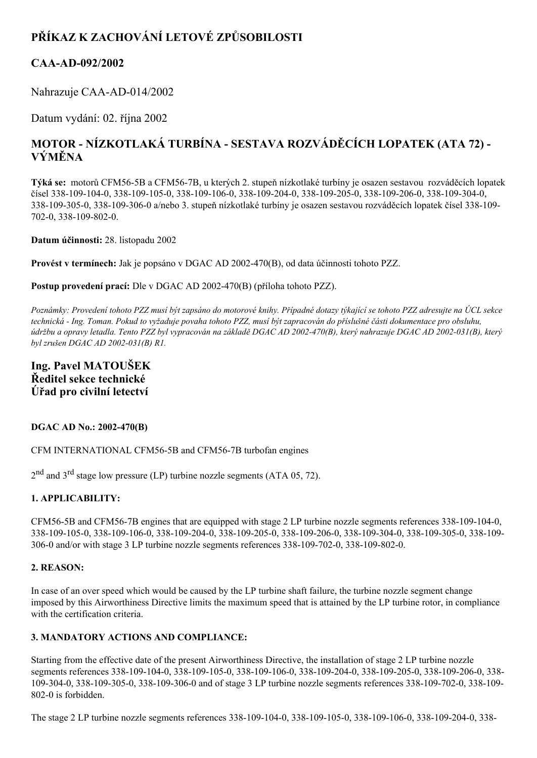# PŘÍKAZ K ZACHOVÁNÍ LETOVÉ ZPŮSOBILOSTI

## CAA-AD-092/2002

Nahrazuje CAA-AD-014/2002

Datum vydání: 02. října 2002

## MOTOR - NÍZKOTLAKÁ TURBÍNA - SESTAVA ROZVÁDĚCÍCH LOPATEK (ATA 72) - VÝMĚNA

**Týká se:** motorů CFM56-5B a CFM56-7B, u kterých 2. stupeň nízkotlaké turbíny je osazen sestavou rozváděcích lopatek čísel 338-109-104-0, 338-109-105-0, 338-109-106-0, 338-109-204-0, 338-109-205-0, 338-109-206-0, 338-109-304-0, 338-109-305-0, 338-109-306-0 a/nebo 3. stupeň nízkotlaké turbíny je osazen sestavou rozváděcích lopatek čísel 338-109-702-0, 338-109-802-0.

**Datum účinnosti:** 28. listopadu 2002

**Provést v termínech:** Jak je popsáno v DGAC AD 2002-470(B), od data účinnosti tohoto PZZ.

**Postup provedení prací:** Dle v DGAC AD 2002-470(B) (příloha tohoto PZZ).

*Poznámky: Provedení tohoto PZZ musí být zapsáno do motorové knihy. Případné dotazy týkající se tohoto PZZ adresujte na ÚCL sekce technická - Ing. Toman. Pokud to vyžaduje povaha tohoto PZZ, musí být zapracován do příslušné části dokumentace pro obsluhu, údržbu a opravy letadla. Tento PZZ byl vypracován na základě DGAC AD 2002-470(B), který nahrazuje DGAC AD 2002-031(B), který byl zrušen DGAC AD 2002-031(B) R1.*

### Ing. Pavel MATOUŠEK
### Ředitel sekce technické
### Úřad pro civilní letectví

**DGAC AD No.: 2002-470(B)**

CFM INTERNATIONAL CFM56-5B and CFM56-7B turbofan engines

2nd and 3rd stage low pressure (LP) turbine nozzle segments (ATA 05, 72).

**1. APPLICABILITY:**

CFM56-5B and CFM56-7B engines that are equipped with stage 2 LP turbine nozzle segments references 338-109-104-0, 338-109-105-0, 338-109-106-0, 338-109-204-0, 338-109-205-0, 338-109-206-0, 338-109-304-0, 338-109-305-0, 338-109-306-0 and/or with stage 3 LP turbine nozzle segments references 338-109-702-0, 338-109-802-0.

**2. REASON:**

In case of an over speed which would be caused by the LP turbine shaft failure, the turbine nozzle segment change imposed by this Airworthiness Directive limits the maximum speed that is attained by the LP turbine rotor, in compliance with the certification criteria.

**3. MANDATORY ACTIONS AND COMPLIANCE:**

Starting from the effective date of the present Airworthiness Directive, the installation of stage 2 LP turbine nozzle segments references 338-109-104-0, 338-109-105-0, 338-109-106-0, 338-109-204-0, 338-109-205-0, 338-109-206-0, 338-109-304-0, 338-109-305-0, 338-109-306-0 and of stage 3 LP turbine nozzle segments references 338-109-702-0, 338-109-802-0 is forbidden.

The stage 2 LP turbine nozzle segments references 338-109-104-0, 338-109-105-0, 338-109-106-0, 338-109-204-0, 338-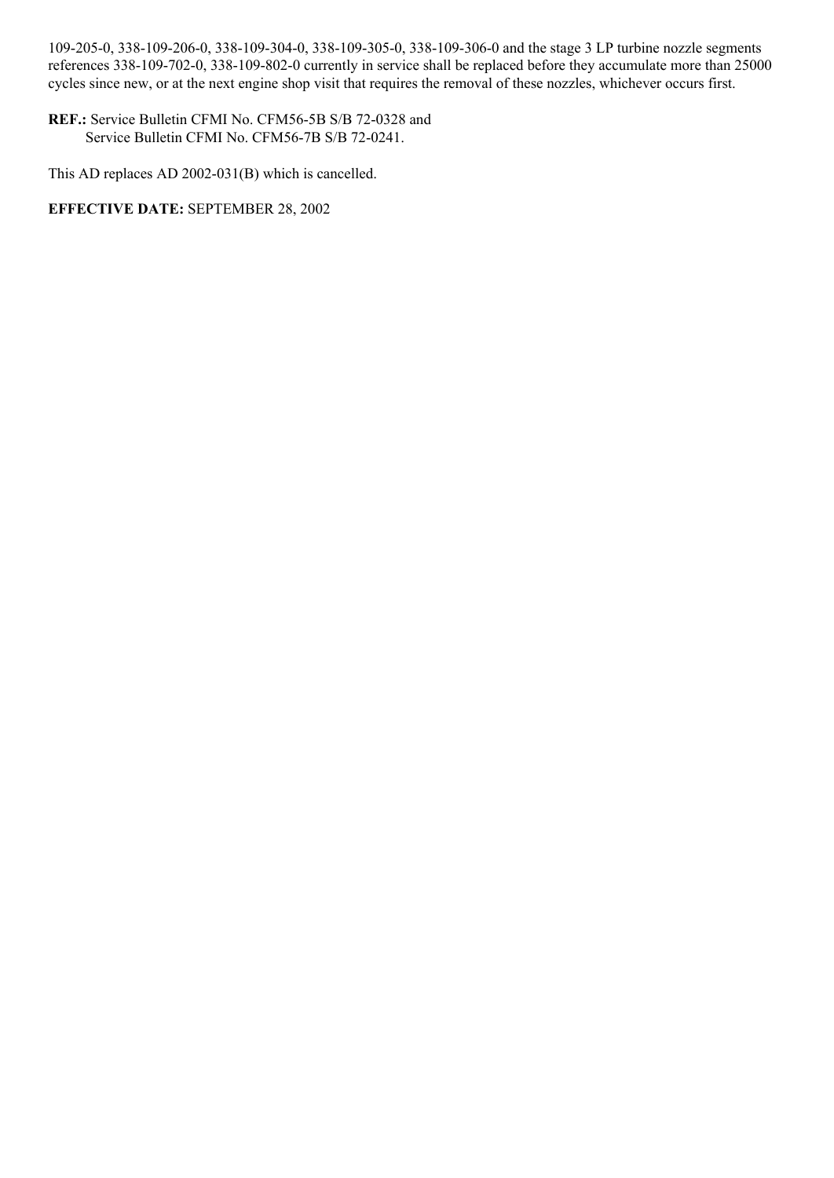109-205-0, 338-109-206-0, 338-109-304-0, 338-109-305-0, 338-109-306-0 and the stage 3 LP turbine nozzle segments references 338-109-702-0, 338-109-802-0 currently in service shall be replaced before they accumulate more than 25000 cycles since new, or at the next engine shop visit that requires the removal of these nozzles, whichever occurs first.

**REF.:** Service Bulletin CFMI No. CFM56-5B S/B 72-0328 and
Service Bulletin CFMI No. CFM56-7B S/B 72-0241.

This AD replaces AD 2002-031(B) which is cancelled.

**EFFECTIVE DATE:** SEPTEMBER 28, 2002